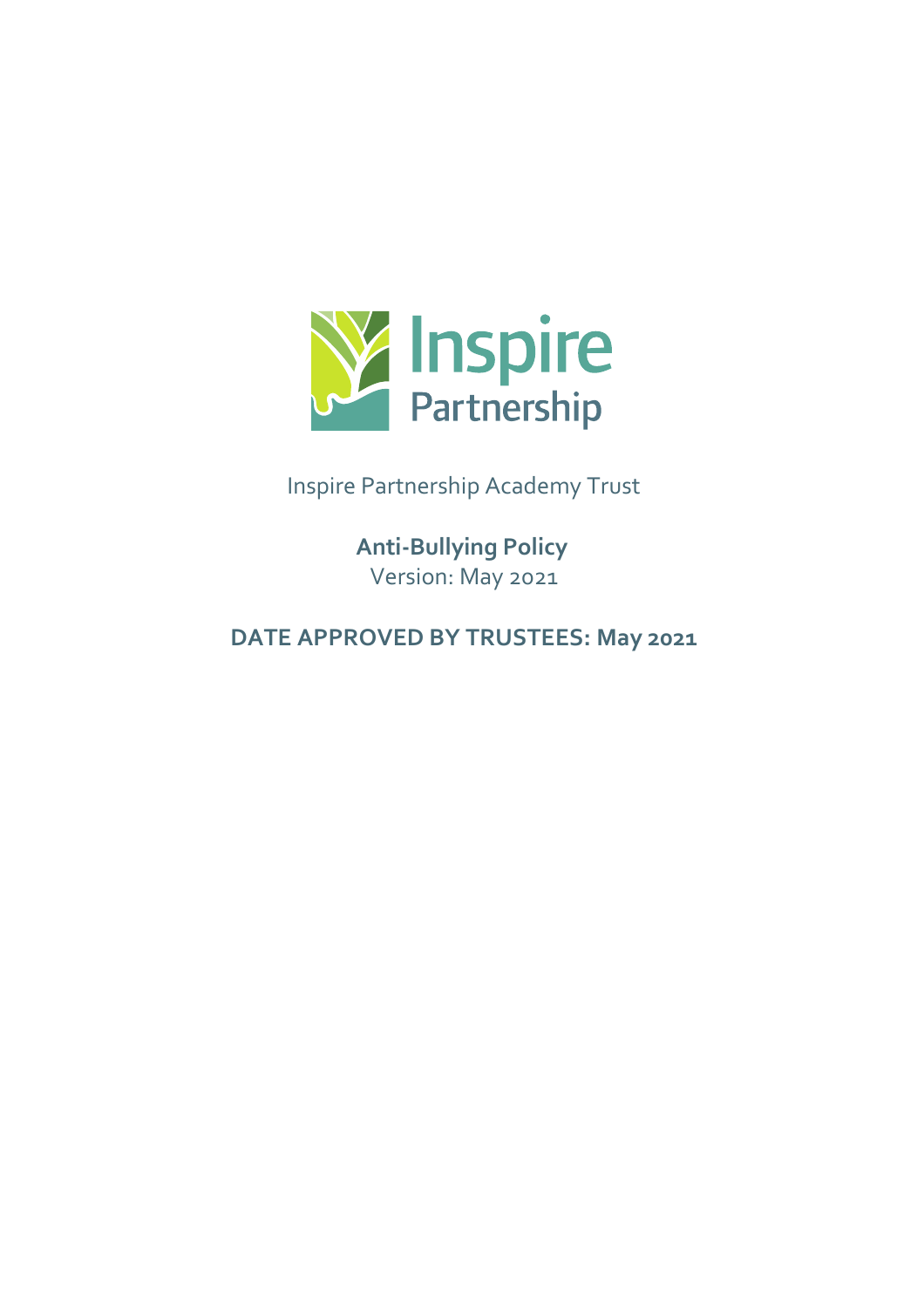Inspire Partnership

Inspire Partnership Academy Trust

**Anti-Bullying Policy**
Version: May 2021

**DATE APPROVED BY TRUSTEES: May 2021**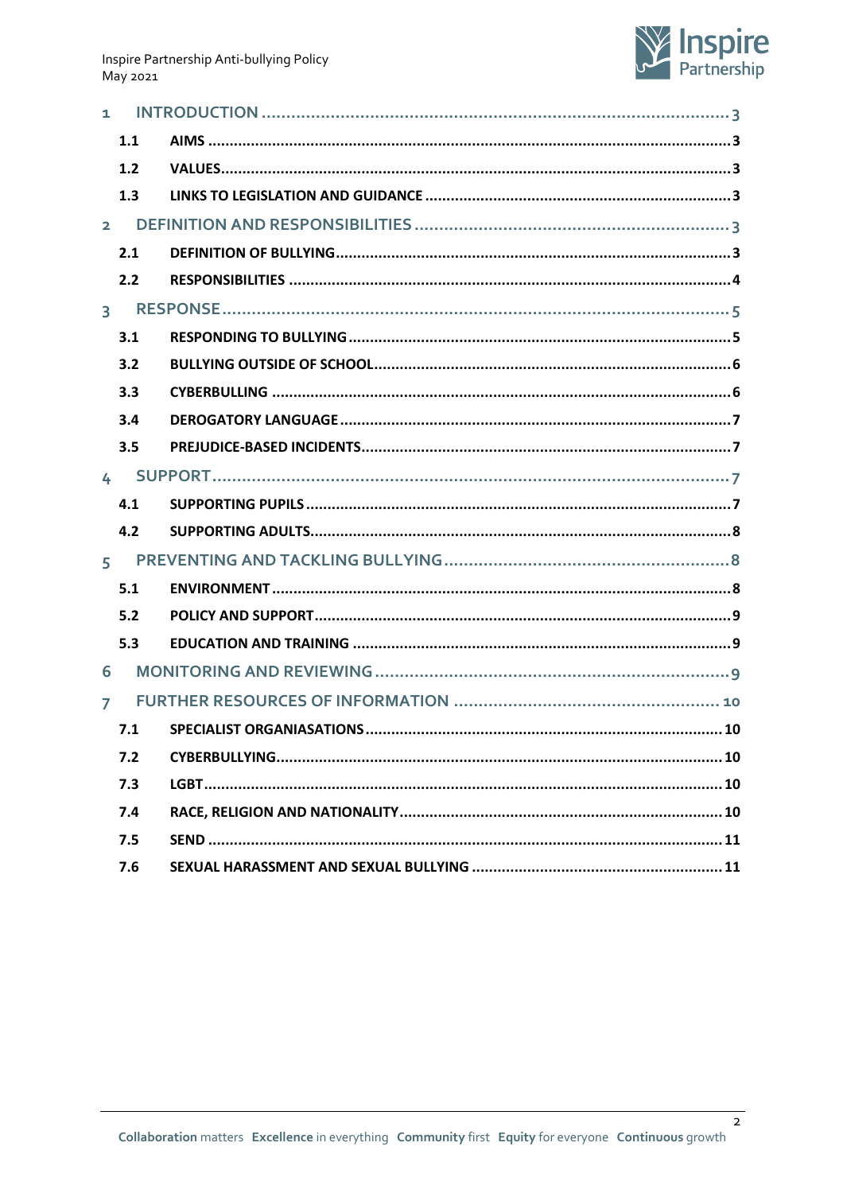1 INTRODUCTION ........ 3
- 1.1 AIMS ........ 3
- 1.2 VALUES ........ 3
- 1.3 LINKS TO LEGISLATION AND GUIDANCE ........ 3

2 DEFINITION AND RESPONSIBILITIES ........ 3
- 2.1 DEFINITION OF BULLYING ........ 3
- 2.2 RESPONSIBILITIES ........ 4

3 RESPONSE ........ 5
- 3.1 RESPONDING TO BULLYING ........ 5
- 3.2 BULLYING OUTSIDE OF SCHOOL ........ 6
- 3.3 CYBERBULLING ........ 6
- 3.4 DEROGATORY LANGUAGE ........ 7
- 3.5 PREJUDICE-BASED INCIDENTS ........ 7

4 SUPPORT ........ 7
- 4.1 SUPPORTING PUPILS ........ 7
- 4.2 SUPPORTING ADULTS ........ 8

5 PREVENTING AND TACKLING BULLYING ........ 8
- 5.1 ENVIRONMENT ........ 8
- 5.2 POLICY AND SUPPORT ........ 9
- 5.3 EDUCATION AND TRAINING ........ 9

6 MONITORING AND REVIEWING ........ 9

7 FURTHER RESOURCES OF INFORMATION ........ 10
- 7.1 SPECIALIST ORGANIASATIONS ........ 10
- 7.2 CYBERBULLYING ........ 10
- 7.3 LGBT ........ 10
- 7.4 RACE, RELIGION AND NATIONALITY ........ 10
- 7.5 SEND ........ 11
- 7.6 SEXUAL HARASSMENT AND SEXUAL BULLYING ........ 11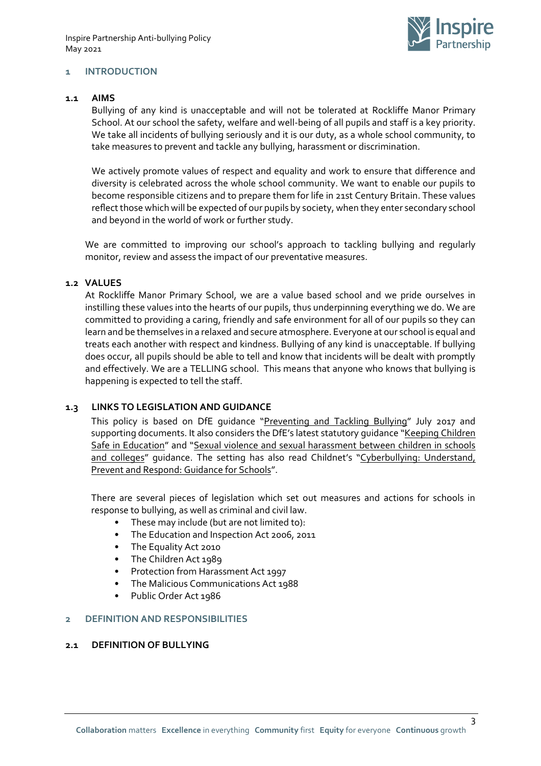## 1 INTRODUCTION

### 1.1 AIMS

Bullying of any kind is unacceptable and will not be tolerated at Rockliffe Manor Primary School. At our school the safety, welfare and well-being of all pupils and staff is a key priority. We take all incidents of bullying seriously and it is our duty, as a whole school community, to take measures to prevent and tackle any bullying, harassment or discrimination.

We actively promote values of respect and equality and work to ensure that difference and diversity is celebrated across the whole school community. We want to enable our pupils to become responsible citizens and to prepare them for life in 21st Century Britain. These values reflect those which will be expected of our pupils by society, when they enter secondary school and beyond in the world of work or further study.

We are committed to improving our school's approach to tackling bullying and regularly monitor, review and assess the impact of our preventative measures.

### 1.2 VALUES

At Rockliffe Manor Primary School, we are a value based school and we pride ourselves in instilling these values into the hearts of our pupils, thus underpinning everything we do. We are committed to providing a caring, friendly and safe environment for all of our pupils so they can learn and be themselves in a relaxed and secure atmosphere. Everyone at our school is equal and treats each another with respect and kindness. Bullying of any kind is unacceptable. If bullying does occur, all pupils should be able to tell and know that incidents will be dealt with promptly and effectively. We are a TELLING school. This means that anyone who knows that bullying is happening is expected to tell the staff.

### 1.3 LINKS TO LEGISLATION AND GUIDANCE

This policy is based on DfE guidance "Preventing and Tackling Bullying" July 2017 and supporting documents. It also considers the DfE's latest statutory guidance "Keeping Children Safe in Education" and "Sexual violence and sexual harassment between children in schools and colleges" guidance. The setting has also read Childnet's "Cyberbullying: Understand, Prevent and Respond: Guidance for Schools".

There are several pieces of legislation which set out measures and actions for schools in response to bullying, as well as criminal and civil law.

- These may include (but are not limited to):
- The Education and Inspection Act 2006, 2011
- The Equality Act 2010
- The Children Act 1989
- Protection from Harassment Act 1997
- The Malicious Communications Act 1988
- Public Order Act 1986

## 2 DEFINITION AND RESPONSIBILITIES

### 2.1 DEFINITION OF BULLYING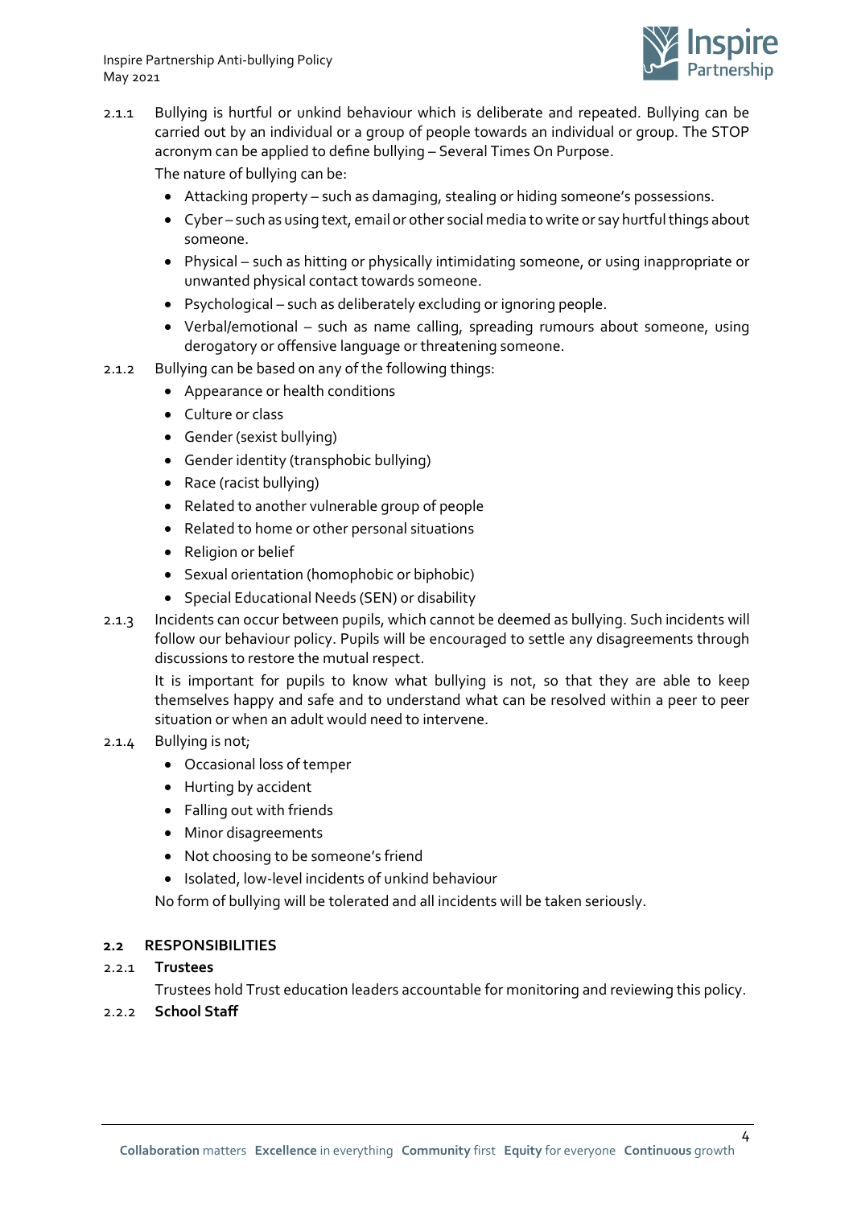2.1.1 Bullying is hurtful or unkind behaviour which is deliberate and repeated. Bullying can be carried out by an individual or a group of people towards an individual or group. The STOP acronym can be applied to define bullying – Several Times On Purpose.

The nature of bullying can be:

- Attacking property – such as damaging, stealing or hiding someone's possessions.
- Cyber – such as using text, email or other social media to write or say hurtful things about someone.
- Physical – such as hitting or physically intimidating someone, or using inappropriate or unwanted physical contact towards someone.
- Psychological – such as deliberately excluding or ignoring people.
- Verbal/emotional – such as name calling, spreading rumours about someone, using derogatory or offensive language or threatening someone.

2.1.2 Bullying can be based on any of the following things:

- Appearance or health conditions
- Culture or class
- Gender (sexist bullying)
- Gender identity (transphobic bullying)
- Race (racist bullying)
- Related to another vulnerable group of people
- Related to home or other personal situations
- Religion or belief
- Sexual orientation (homophobic or biphobic)
- Special Educational Needs (SEN) or disability

2.1.3 Incidents can occur between pupils, which cannot be deemed as bullying. Such incidents will follow our behaviour policy. Pupils will be encouraged to settle any disagreements through discussions to restore the mutual respect.

It is important for pupils to know what bullying is not, so that they are able to keep themselves happy and safe and to understand what can be resolved within a peer to peer situation or when an adult would need to intervene.

2.1.4 Bullying is not;

- Occasional loss of temper
- Hurting by accident
- Falling out with friends
- Minor disagreements
- Not choosing to be someone's friend
- Isolated, low-level incidents of unkind behaviour

No form of bullying will be tolerated and all incidents will be taken seriously.

## 2.2 RESPONSIBILITIES

### 2.2.1 Trustees

Trustees hold Trust education leaders accountable for monitoring and reviewing this policy.

### 2.2.2 School Staff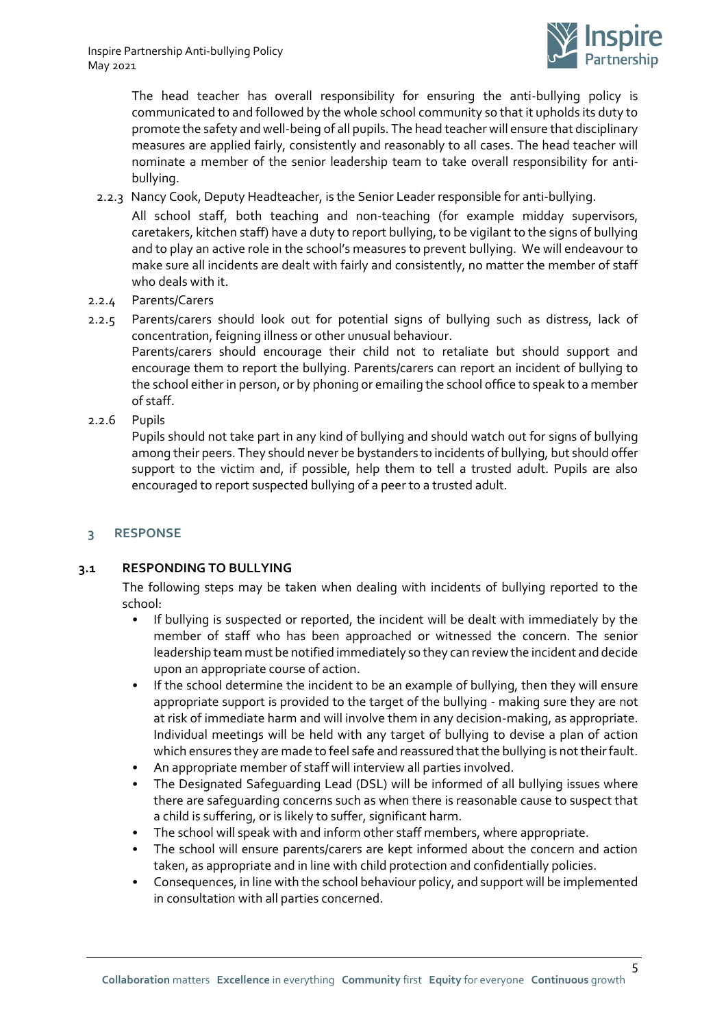The head teacher has overall responsibility for ensuring the anti-bullying policy is communicated to and followed by the whole school community so that it upholds its duty to promote the safety and well-being of all pupils. The head teacher will ensure that disciplinary measures are applied fairly, consistently and reasonably to all cases. The head teacher will nominate a member of the senior leadership team to take overall responsibility for anti-bullying.

2.2.3 Nancy Cook, Deputy Headteacher, is the Senior Leader responsible for anti-bullying.

All school staff, both teaching and non-teaching (for example midday supervisors, caretakers, kitchen staff) have a duty to report bullying, to be vigilant to the signs of bullying and to play an active role in the school's measures to prevent bullying. We will endeavour to make sure all incidents are dealt with fairly and consistently, no matter the member of staff who deals with it.

2.2.4 Parents/Carers

2.2.5 Parents/carers should look out for potential signs of bullying such as distress, lack of concentration, feigning illness or other unusual behaviour.

Parents/carers should encourage their child not to retaliate but should support and encourage them to report the bullying. Parents/carers can report an incident of bullying to the school either in person, or by phoning or emailing the school office to speak to a member of staff.

2.2.6 Pupils

Pupils should not take part in any kind of bullying and should watch out for signs of bullying among their peers. They should never be bystanders to incidents of bullying, but should offer support to the victim and, if possible, help them to tell a trusted adult. Pupils are also encouraged to report suspected bullying of a peer to a trusted adult.

## 3 RESPONSE

### 3.1 RESPONDING TO BULLYING

The following steps may be taken when dealing with incidents of bullying reported to the school:

- If bullying is suspected or reported, the incident will be dealt with immediately by the member of staff who has been approached or witnessed the concern. The senior leadership team must be notified immediately so they can review the incident and decide upon an appropriate course of action.
- If the school determine the incident to be an example of bullying, then they will ensure appropriate support is provided to the target of the bullying - making sure they are not at risk of immediate harm and will involve them in any decision-making, as appropriate. Individual meetings will be held with any target of bullying to devise a plan of action which ensures they are made to feel safe and reassured that the bullying is not their fault.
- An appropriate member of staff will interview all parties involved.
- The Designated Safeguarding Lead (DSL) will be informed of all bullying issues where there are safeguarding concerns such as when there is reasonable cause to suspect that a child is suffering, or is likely to suffer, significant harm.
- The school will speak with and inform other staff members, where appropriate.
- The school will ensure parents/carers are kept informed about the concern and action taken, as appropriate and in line with child protection and confidentially policies.
- Consequences, in line with the school behaviour policy, and support will be implemented in consultation with all parties concerned.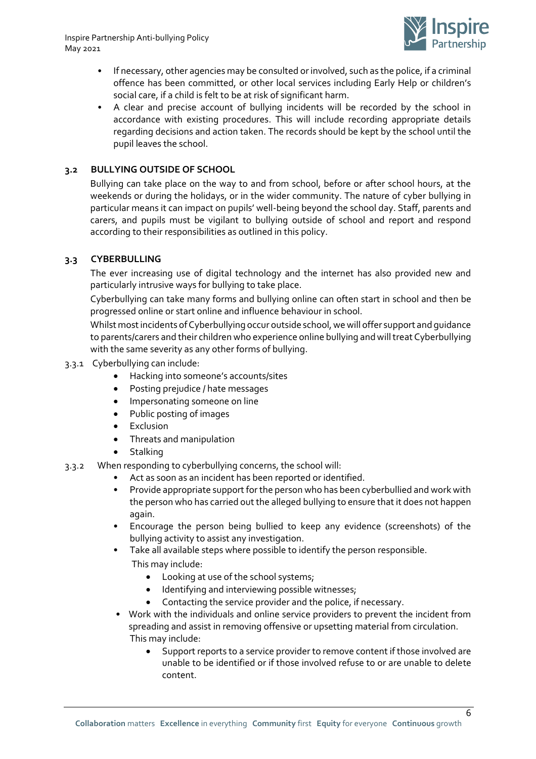- If necessary, other agencies may be consulted or involved, such as the police, if a criminal offence has been committed, or other local services including Early Help or children's social care, if a child is felt to be at risk of significant harm.
- A clear and precise account of bullying incidents will be recorded by the school in accordance with existing procedures. This will include recording appropriate details regarding decisions and action taken. The records should be kept by the school until the pupil leaves the school.

### 3.2 BULLYING OUTSIDE OF SCHOOL

Bullying can take place on the way to and from school, before or after school hours, at the weekends or during the holidays, or in the wider community. The nature of cyber bullying in particular means it can impact on pupils' well-being beyond the school day. Staff, parents and carers, and pupils must be vigilant to bullying outside of school and report and respond according to their responsibilities as outlined in this policy.

### 3.3 CYBERBULLING

The ever increasing use of digital technology and the internet has also provided new and particularly intrusive ways for bullying to take place.

Cyberbullying can take many forms and bullying online can often start in school and then be progressed online or start online and influence behaviour in school.

Whilst most incidents of Cyberbullying occur outside school, we will offer support and guidance to parents/carers and their children who experience online bullying and will treat Cyberbullying with the same severity as any other forms of bullying.

3.3.1 Cyberbullying can include:

- Hacking into someone's accounts/sites
- Posting prejudice / hate messages
- Impersonating someone on line
- Public posting of images
- Exclusion
- Threats and manipulation
- Stalking

3.3.2 When responding to cyberbullying concerns, the school will:

- Act as soon as an incident has been reported or identified.
- Provide appropriate support for the person who has been cyberbullied and work with the person who has carried out the alleged bullying to ensure that it does not happen again.
- Encourage the person being bullied to keep any evidence (screenshots) of the bullying activity to assist any investigation.
- Take all available steps where possible to identify the person responsible.
  This may include:
  - Looking at use of the school systems;
  - Identifying and interviewing possible witnesses;
  - Contacting the service provider and the police, if necessary.
- Work with the individuals and online service providers to prevent the incident from spreading and assist in removing offensive or upsetting material from circulation.
  This may include:
  - Support reports to a service provider to remove content if those involved are unable to be identified or if those involved refuse to or are unable to delete content.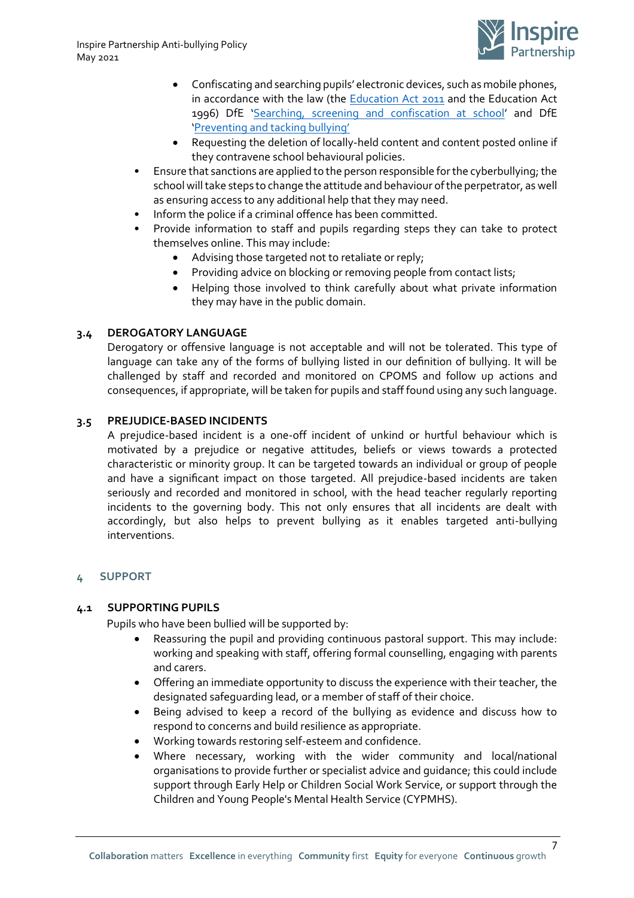- Confiscating and searching pupils' electronic devices, such as mobile phones, in accordance with the law (the Education Act 2011 and the Education Act 1996) DfE 'Searching, screening and confiscation at school' and DfE 'Preventing and tacking bullying'
   - Requesting the deletion of locally-held content and content posted online if they contravene school behavioural policies.
- Ensure that sanctions are applied to the person responsible for the cyberbullying; the school will take steps to change the attitude and behaviour of the perpetrator, as well as ensuring access to any additional help that they may need.
- Inform the police if a criminal offence has been committed.
- Provide information to staff and pupils regarding steps they can take to protect themselves online. This may include:
   - Advising those targeted not to retaliate or reply;
   - Providing advice on blocking or removing people from contact lists;
   - Helping those involved to think carefully about what private information they may have in the public domain.

### 3.4 DEROGATORY LANGUAGE

Derogatory or offensive language is not acceptable and will not be tolerated. This type of language can take any of the forms of bullying listed in our definition of bullying. It will be challenged by staff and recorded and monitored on CPOMS and follow up actions and consequences, if appropriate, will be taken for pupils and staff found using any such language.

### 3.5 PREJUDICE-BASED INCIDENTS

A prejudice-based incident is a one-off incident of unkind or hurtful behaviour which is motivated by a prejudice or negative attitudes, beliefs or views towards a protected characteristic or minority group. It can be targeted towards an individual or group of people and have a significant impact on those targeted. All prejudice-based incidents are taken seriously and recorded and monitored in school, with the head teacher regularly reporting incidents to the governing body. This not only ensures that all incidents are dealt with accordingly, but also helps to prevent bullying as it enables targeted anti-bullying interventions.

## 4 SUPPORT

### 4.1 SUPPORTING PUPILS

Pupils who have been bullied will be supported by:

- Reassuring the pupil and providing continuous pastoral support. This may include: working and speaking with staff, offering formal counselling, engaging with parents and carers.
- Offering an immediate opportunity to discuss the experience with their teacher, the designated safeguarding lead, or a member of staff of their choice.
- Being advised to keep a record of the bullying as evidence and discuss how to respond to concerns and build resilience as appropriate.
- Working towards restoring self-esteem and confidence.
- Where necessary, working with the wider community and local/national organisations to provide further or specialist advice and guidance; this could include support through Early Help or Children Social Work Service, or support through the Children and Young People's Mental Health Service (CYPMHS).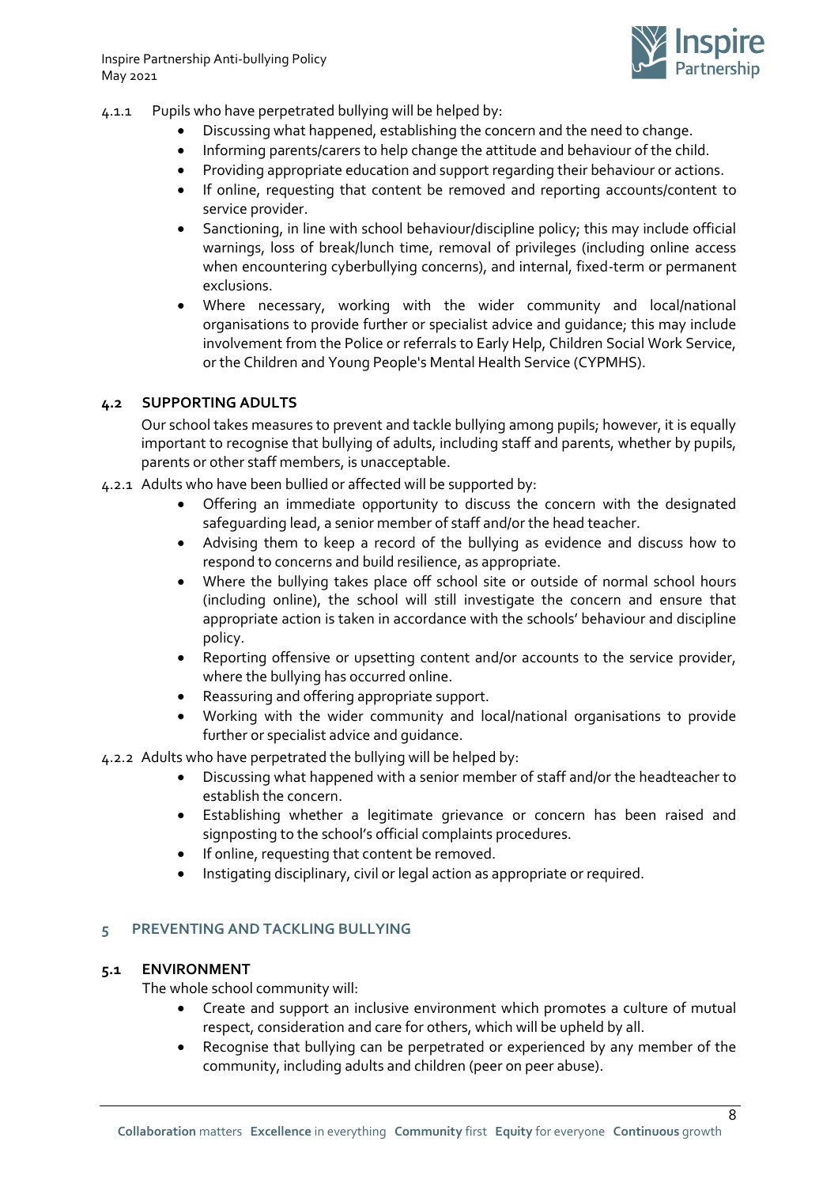4.1.1 Pupils who have perpetrated bullying will be helped by:

- Discussing what happened, establishing the concern and the need to change.
- Informing parents/carers to help change the attitude and behaviour of the child.
- Providing appropriate education and support regarding their behaviour or actions.
- If online, requesting that content be removed and reporting accounts/content to service provider.
- Sanctioning, in line with school behaviour/discipline policy; this may include official warnings, loss of break/lunch time, removal of privileges (including online access when encountering cyberbullying concerns), and internal, fixed-term or permanent exclusions.
- Where necessary, working with the wider community and local/national organisations to provide further or specialist advice and guidance; this may include involvement from the Police or referrals to Early Help, Children Social Work Service, or the Children and Young People's Mental Health Service (CYPMHS).

### 4.2 SUPPORTING ADULTS

Our school takes measures to prevent and tackle bullying among pupils; however, it is equally important to recognise that bullying of adults, including staff and parents, whether by pupils, parents or other staff members, is unacceptable.

4.2.1 Adults who have been bullied or affected will be supported by:

- Offering an immediate opportunity to discuss the concern with the designated safeguarding lead, a senior member of staff and/or the head teacher.
- Advising them to keep a record of the bullying as evidence and discuss how to respond to concerns and build resilience, as appropriate.
- Where the bullying takes place off school site or outside of normal school hours (including online), the school will still investigate the concern and ensure that appropriate action is taken in accordance with the schools' behaviour and discipline policy.
- Reporting offensive or upsetting content and/or accounts to the service provider, where the bullying has occurred online.
- Reassuring and offering appropriate support.
- Working with the wider community and local/national organisations to provide further or specialist advice and guidance.

4.2.2 Adults who have perpetrated the bullying will be helped by:

- Discussing what happened with a senior member of staff and/or the headteacher to establish the concern.
- Establishing whether a legitimate grievance or concern has been raised and signposting to the school's official complaints procedures.
- If online, requesting that content be removed.
- Instigating disciplinary, civil or legal action as appropriate or required.

## 5 PREVENTING AND TACKLING BULLYING

### 5.1 ENVIRONMENT

The whole school community will:

- Create and support an inclusive environment which promotes a culture of mutual respect, consideration and care for others, which will be upheld by all.
- Recognise that bullying can be perpetrated or experienced by any member of the community, including adults and children (peer on peer abuse).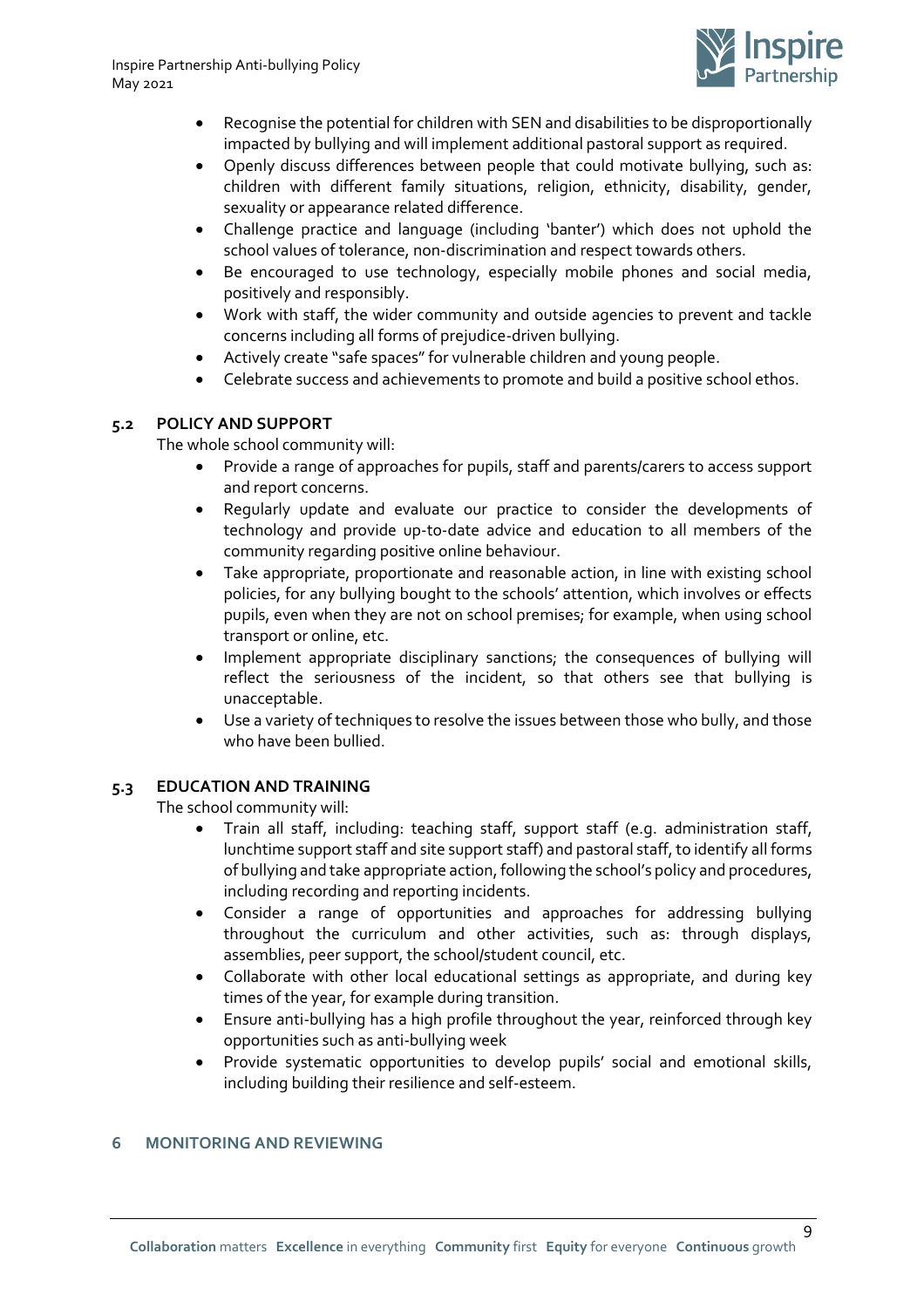- Recognise the potential for children with SEN and disabilities to be disproportionally impacted by bullying and will implement additional pastoral support as required.
- Openly discuss differences between people that could motivate bullying, such as: children with different family situations, religion, ethnicity, disability, gender, sexuality or appearance related difference.
- Challenge practice and language (including 'banter') which does not uphold the school values of tolerance, non-discrimination and respect towards others.
- Be encouraged to use technology, especially mobile phones and social media, positively and responsibly.
- Work with staff, the wider community and outside agencies to prevent and tackle concerns including all forms of prejudice-driven bullying.
- Actively create "safe spaces" for vulnerable children and young people.
- Celebrate success and achievements to promote and build a positive school ethos.

### 5.2 POLICY AND SUPPORT

The whole school community will:

- Provide a range of approaches for pupils, staff and parents/carers to access support and report concerns.
- Regularly update and evaluate our practice to consider the developments of technology and provide up-to-date advice and education to all members of the community regarding positive online behaviour.
- Take appropriate, proportionate and reasonable action, in line with existing school policies, for any bullying bought to the schools' attention, which involves or effects pupils, even when they are not on school premises; for example, when using school transport or online, etc.
- Implement appropriate disciplinary sanctions; the consequences of bullying will reflect the seriousness of the incident, so that others see that bullying is unacceptable.
- Use a variety of techniques to resolve the issues between those who bully, and those who have been bullied.

### 5.3 EDUCATION AND TRAINING

The school community will:

- Train all staff, including: teaching staff, support staff (e.g. administration staff, lunchtime support staff and site support staff) and pastoral staff, to identify all forms of bullying and take appropriate action, following the school's policy and procedures, including recording and reporting incidents.
- Consider a range of opportunities and approaches for addressing bullying throughout the curriculum and other activities, such as: through displays, assemblies, peer support, the school/student council, etc.
- Collaborate with other local educational settings as appropriate, and during key times of the year, for example during transition.
- Ensure anti-bullying has a high profile throughout the year, reinforced through key opportunities such as anti-bullying week
- Provide systematic opportunities to develop pupils' social and emotional skills, including building their resilience and self-esteem.

## 6 MONITORING AND REVIEWING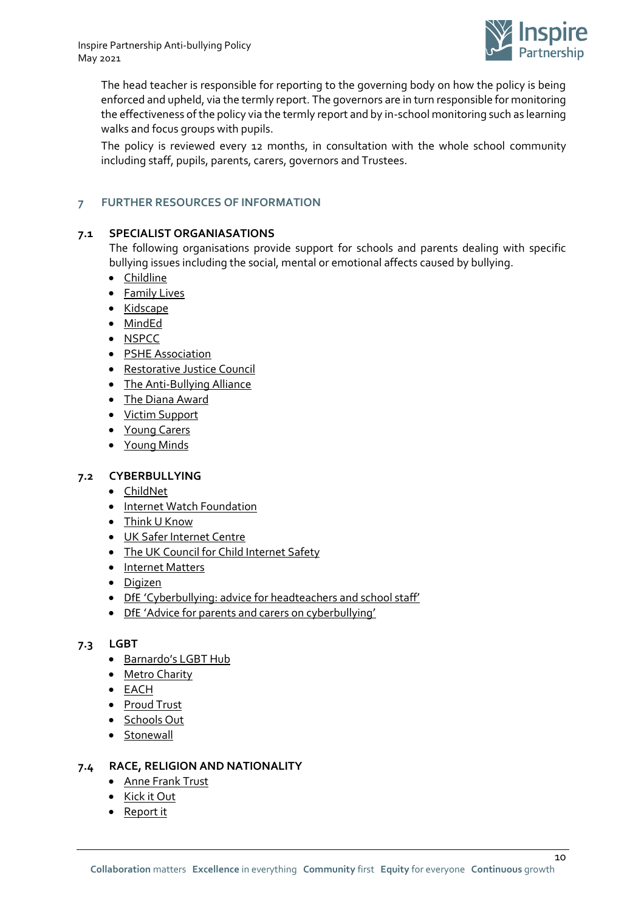The head teacher is responsible for reporting to the governing body on how the policy is being enforced and upheld, via the termly report. The governors are in turn responsible for monitoring the effectiveness of the policy via the termly report and by in-school monitoring such as learning walks and focus groups with pupils.

The policy is reviewed every 12 months, in consultation with the whole school community including staff, pupils, parents, carers, governors and Trustees.

## 7 FURTHER RESOURCES OF INFORMATION

### 7.1 SPECIALIST ORGANIASATIONS

The following organisations provide support for schools and parents dealing with specific bullying issues including the social, mental or emotional affects caused by bullying.

- Childline
- Family Lives
- Kidscape
- MindEd
- NSPCC
- PSHE Association
- Restorative Justice Council
- The Anti-Bullying Alliance
- The Diana Award
- Victim Support
- Young Carers
- Young Minds

### 7.2 CYBERBULLYING

- ChildNet
- Internet Watch Foundation
- Think U Know
- UK Safer Internet Centre
- The UK Council for Child Internet Safety
- Internet Matters
- Digizen
- DfE 'Cyberbullying: advice for headteachers and school staff'
- DfE 'Advice for parents and carers on cyberbullying'

### 7.3 LGBT

- Barnardo's LGBT Hub
- Metro Charity
- EACH
- Proud Trust
- Schools Out
- Stonewall

### 7.4 RACE, RELIGION AND NATIONALITY

- Anne Frank Trust
- Kick it Out
- Report it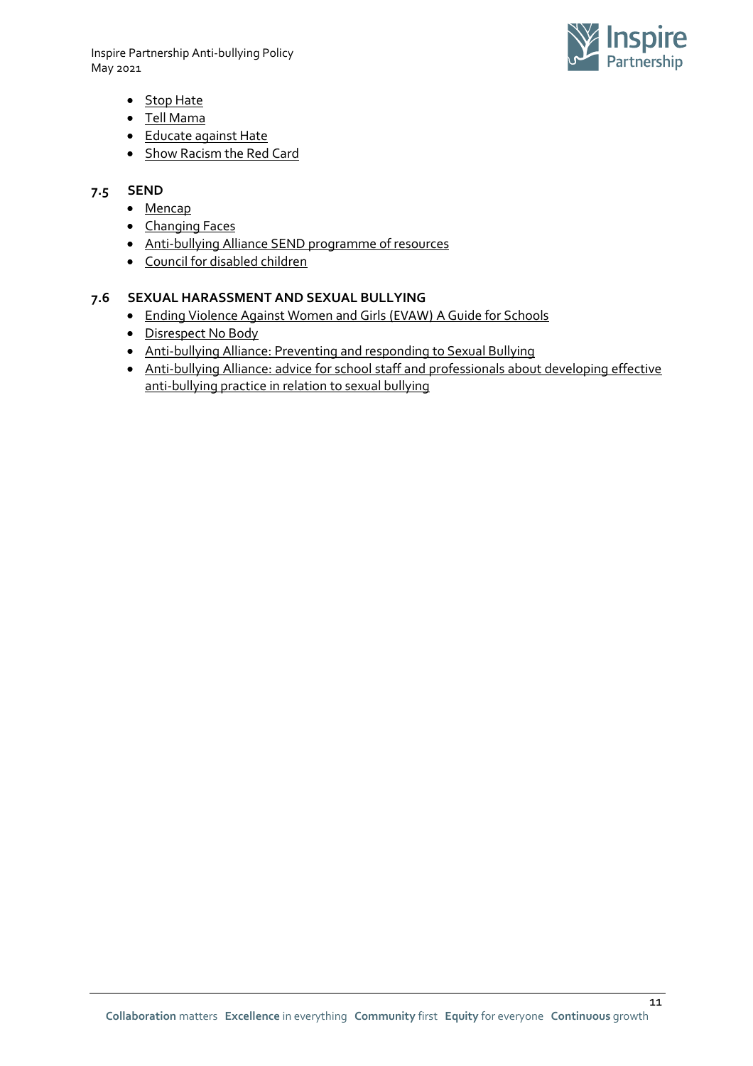- Stop Hate
- Tell Mama
- Educate against Hate
- Show Racism the Red Card

### 7.5 SEND

- Mencap
- Changing Faces
- Anti-bullying Alliance SEND programme of resources
- Council for disabled children

### 7.6 SEXUAL HARASSMENT AND SEXUAL BULLYING

- Ending Violence Against Women and Girls (EVAW) A Guide for Schools
- Disrespect No Body
- Anti-bullying Alliance: Preventing and responding to Sexual Bullying
- Anti-bullying Alliance: advice for school staff and professionals about developing effective anti-bullying practice in relation to sexual bullying